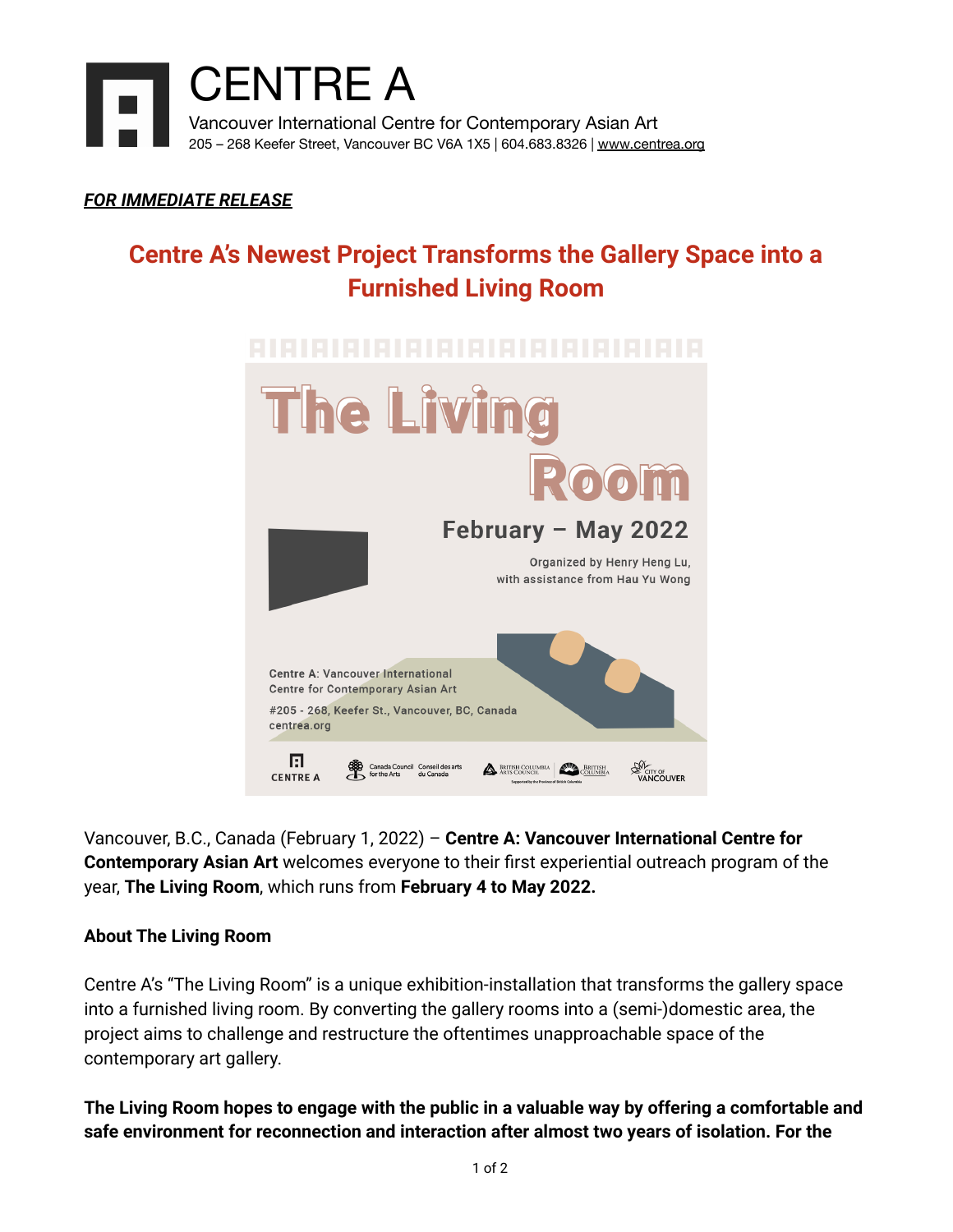# CENTRE A

Vancouver International Centre for Contemporary Asian Art
205 – 268 Keefer Street, Vancouver BC V6A 1X5 | 604.683.8326 | www.centrea.org

***FOR IMMEDIATE RELEASE***

## Centre A's Newest Project Transforms the Gallery Space into a Furnished Living Room

The Living Room

February – May 2022

Organized by Henry Heng Lu, with assistance from Hau Yu Wong

Centre A: Vancouver International Centre for Contemporary Asian Art
#205 - 268, Keefer St., Vancouver, BC, Canada
centrea.org

Vancouver, B.C., Canada (February 1, 2022) – **Centre A: Vancouver International Centre for Contemporary Asian Art** welcomes everyone to their first experiential outreach program of the year, **The Living Room**, which runs from **February 4 to May 2022.**

**About The Living Room**

Centre A's "The Living Room" is a unique exhibition-installation that transforms the gallery space into a furnished living room. By converting the gallery rooms into a (semi-)domestic area, the project aims to challenge and restructure the oftentimes unapproachable space of the contemporary art gallery.

**The Living Room hopes to engage with the public in a valuable way by offering a comfortable and safe environment for reconnection and interaction after almost two years of isolation. For the**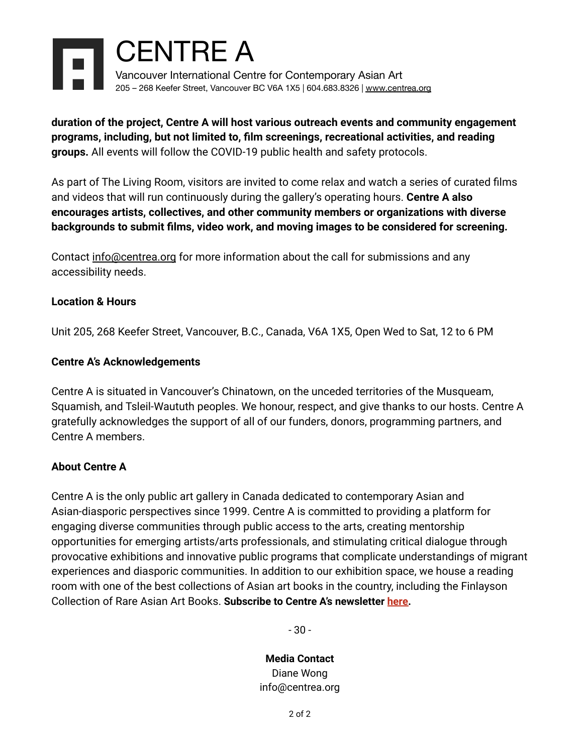**duration of the project, Centre A will host various outreach events and community engagement programs, including, but not limited to, film screenings, recreational activities, and reading groups.** All events will follow the COVID-19 public health and safety protocols.

As part of The Living Room, visitors are invited to come relax and watch a series of curated films and videos that will run continuously during the gallery's operating hours. **Centre A also encourages artists, collectives, and other community members or organizations with diverse backgrounds to submit films, video work, and moving images to be considered for screening.**

Contact info@centrea.org for more information about the call for submissions and any accessibility needs.

**Location & Hours**

Unit 205, 268 Keefer Street, Vancouver, B.C., Canada, V6A 1X5, Open Wed to Sat, 12 to 6 PM

**Centre A's Acknowledgements**

Centre A is situated in Vancouver's Chinatown, on the unceded territories of the Musqueam, Squamish, and Tsleil-Waututh peoples. We honour, respect, and give thanks to our hosts. Centre A gratefully acknowledges the support of all of our funders, donors, programming partners, and Centre A members.

**About Centre A**

Centre A is the only public art gallery in Canada dedicated to contemporary Asian and Asian-diasporic perspectives since 1999. Centre A is committed to providing a platform for engaging diverse communities through public access to the arts, creating mentorship opportunities for emerging artists/arts professionals, and stimulating critical dialogue through provocative exhibitions and innovative public programs that complicate understandings of migrant experiences and diasporic communities. In addition to our exhibition space, we house a reading room with one of the best collections of Asian art books in the country, including the Finlayson Collection of Rare Asian Art Books. **Subscribe to Centre A's newsletter here.**

- 30 -

**Media Contact**
Diane Wong
info@centrea.org